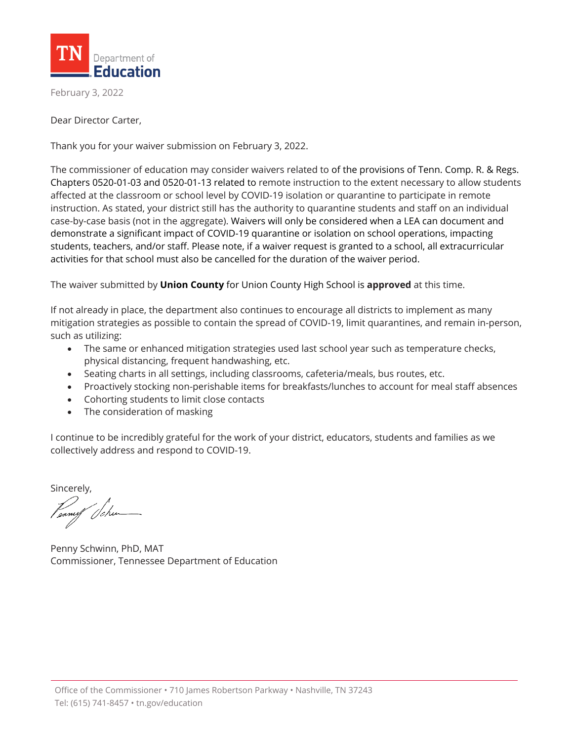TN Department of Education

February 3, 2022

Dear Director Carter,

Thank you for your waiver submission on February 3, 2022.

The commissioner of education may consider waivers related to of the provisions of Tenn. Comp. R. & Regs. Chapters 0520-01-03 and 0520-01-13 related to remote instruction to the extent necessary to allow students affected at the classroom or school level by COVID-19 isolation or quarantine to participate in remote instruction. As stated, your district still has the authority to quarantine students and staff on an individual case-by-case basis (not in the aggregate). Waivers will only be considered when a LEA can document and demonstrate a significant impact of COVID-19 quarantine or isolation on school operations, impacting students, teachers, and/or staff. Please note, if a waiver request is granted to a school, all extracurricular activities for that school must also be cancelled for the duration of the waiver period.

The waiver submitted by **Union County** for Union County High School is **approved** at this time.

If not already in place, the department also continues to encourage all districts to implement as many mitigation strategies as possible to contain the spread of COVID-19, limit quarantines, and remain in-person, such as utilizing:

- The same or enhanced mitigation strategies used last school year such as temperature checks, physical distancing, frequent handwashing, etc.
- Seating charts in all settings, including classrooms, cafeteria/meals, bus routes, etc.
- Proactively stocking non-perishable items for breakfasts/lunches to account for meal staff absences
- Cohorting students to limit close contacts
- The consideration of masking

I continue to be incredibly grateful for the work of your district, educators, students and families as we collectively address and respond to COVID-19.

Sincerely,

Penny Schwinn, PhD, MAT
Commissioner, Tennessee Department of Education

Office of the Commissioner • 710 James Robertson Parkway • Nashville, TN 37243
Tel: (615) 741-8457 • tn.gov/education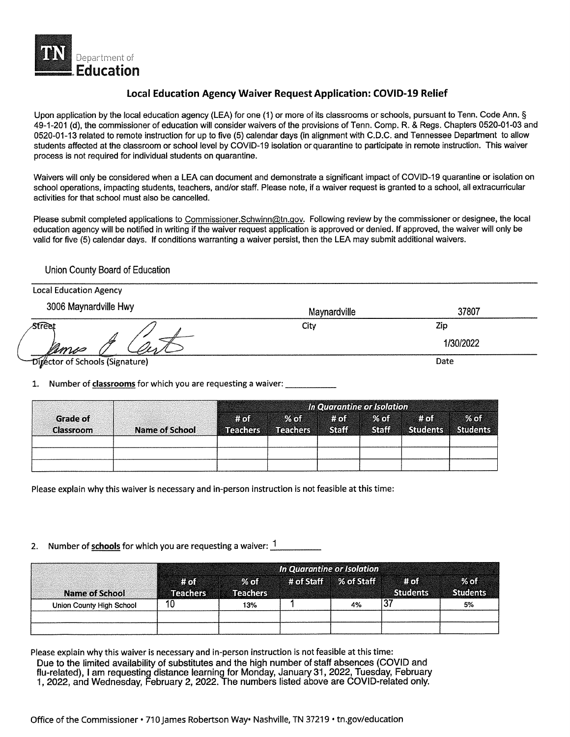TN Department of Education

## Local Education Agency Waiver Request Application: COVID-19 Relief

Upon application by the local education agency (LEA) for one (1) or more of its classrooms or schools, pursuant to Tenn. Code Ann. § 49-1-201 (d), the commissioner of education will consider waivers of the provisions of Tenn. Comp. R. & Regs. Chapters 0520-01-03 and 0520-01-13 related to remote instruction for up to five (5) calendar days (in alignment with C.D.C. and Tennessee Department to allow students affected at the classroom or school level by COVID-19 isolation or quarantine to participate in remote instruction. This waiver process is not required for individual students on quarantine.

Waivers will only be considered when a LEA can document and demonstrate a significant impact of COVID-19 quarantine or isolation on school operations, impacting students, teachers, and/or staff. Please note, if a waiver request is granted to a school, all extracurricular activities for that school must also be cancelled.

Please submit completed applications to Commissioner.Schwinn@tn.gov. Following review by the commissioner or designee, the local education agency will be notified in writing if the waiver request application is approved or denied. If approved, the waiver will only be valid for five (5) calendar days. If conditions warranting a waiver persist, then the LEA may submit additional waivers.

Union County Board of Education

Local Education Agency

3006 Maynardville Hwy — Maynardville — 37807

Street — City — Zip

James [signature] — 1/30/2022

Director of Schools (Signature) — Date

1. Number of **classrooms** for which you are requesting a waiver: ___________

| | | In Quarantine or Isolation | | | | | |
|---|---|---|---|---|---|---|---|
| Grade of Classroom | Name of School | # of Teachers | % of Teachers | # of Staff | % of Staff | # of Students | % of Students |
| | | | | | | | |
| | | | | | | | |
| | | | | | | | |

Please explain why this waiver is necessary and in-person instruction is not feasible at this time:

2. Number of **schools** for which you are requesting a waiver: 1

| | In Quarantine or Isolation | | | | | |
|---|---|---|---|---|---|---|
| Name of School | # of Teachers | % of Teachers | # of Staff | % of Staff | # of Students | % of Students |
| Union County High School | 10 | 13% | 1 | 4% | 37 | 5% |
| | | | | | | |
| | | | | | | |

Please explain why this waiver is necessary and in-person instruction is not feasible at this time:

Due to the limited availability of substitutes and the high number of staff absences (COVID and flu-related), I am requesting distance learning for Monday, January 31, 2022, Tuesday, February 1, 2022, and Wednesday, February 2, 2022. The numbers listed above are COVID-related only.

Office of the Commissioner • 710 James Robertson Way• Nashville, TN 37219 • tn.gov/education